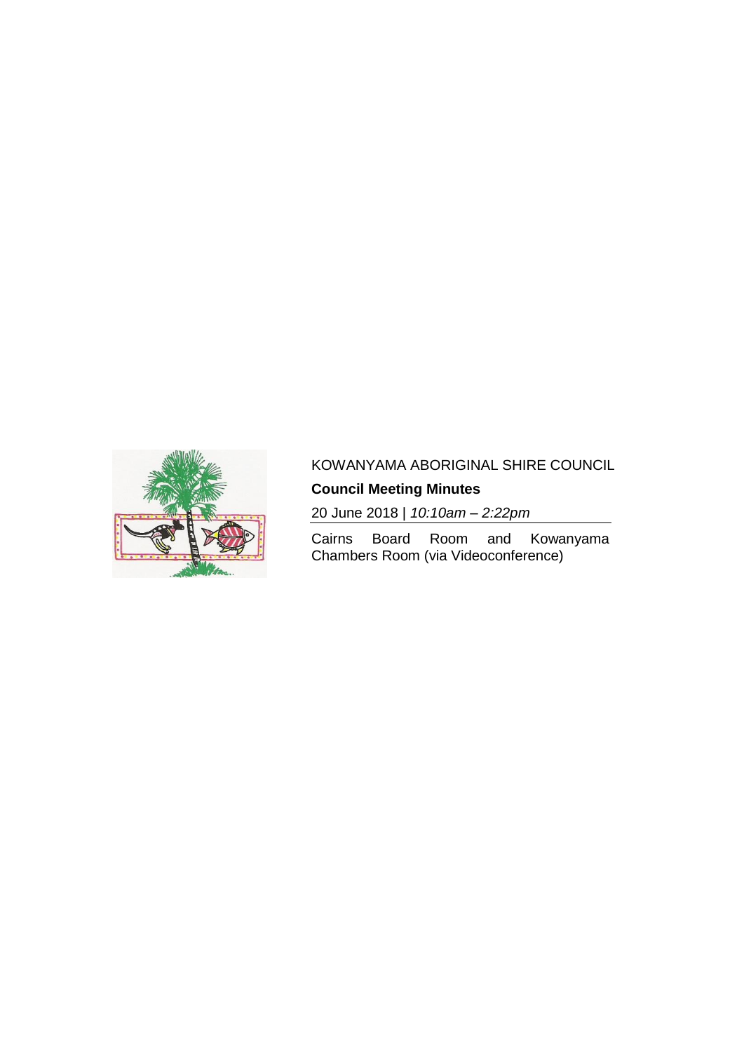KOWANYAMA ABORIGINAL SHIRE COUNCIL

**Council Meeting Minutes**

20 June 2018 | *10:10am – 2:22pm*

Cairns Board Room and Kowanyama Chambers Room (via Videoconference)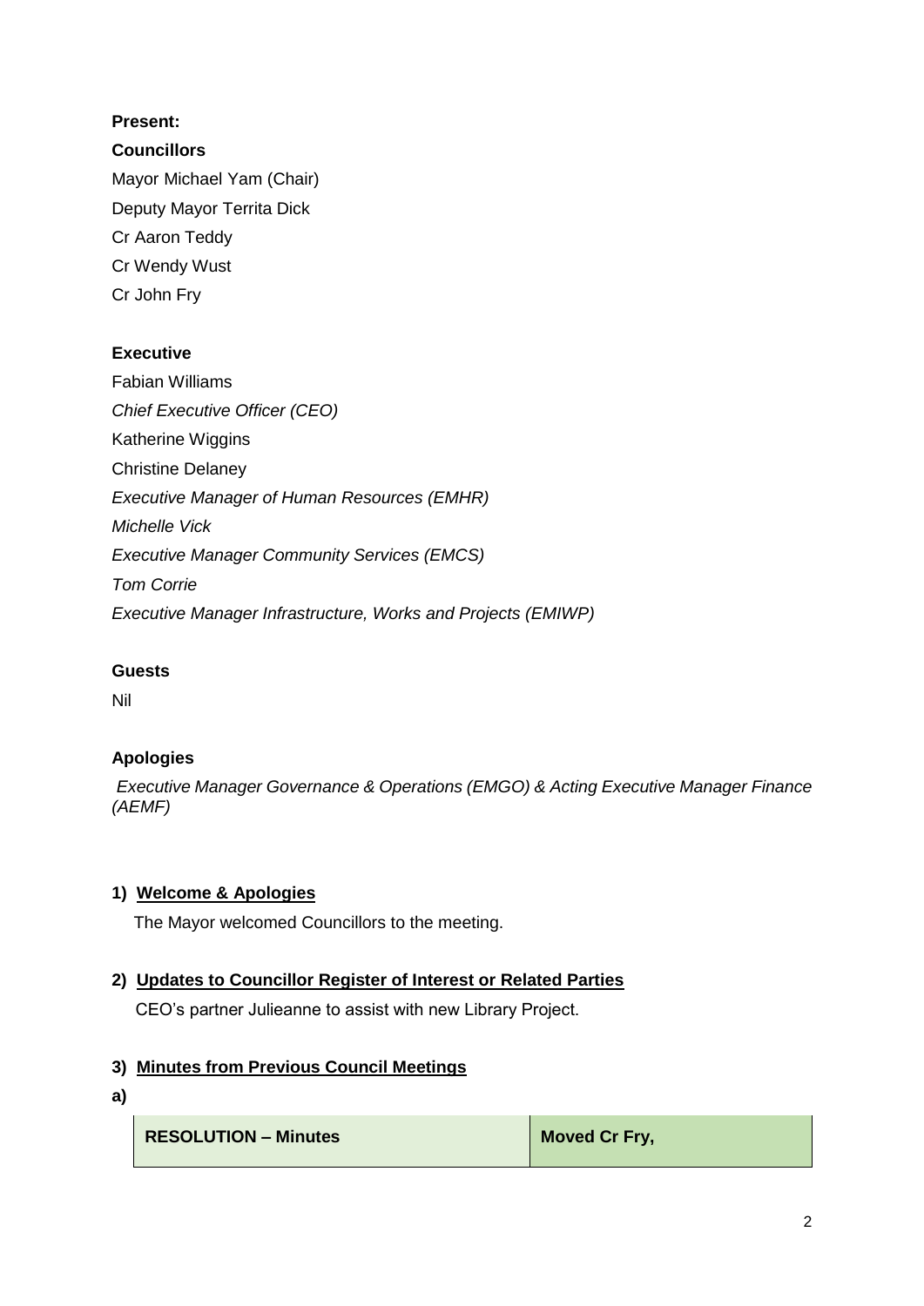**Present:**

**Councillors**

Mayor Michael Yam (Chair)

Deputy Mayor Territa Dick

Cr Aaron Teddy

Cr Wendy Wust

Cr John Fry

**Executive**

Fabian Williams

*Chief Executive Officer (CEO)*

Katherine Wiggins

Christine Delaney

*Executive Manager of Human Resources (EMHR)*

*Michelle Vick*

*Executive Manager Community Services (EMCS)*

*Tom Corrie*

*Executive Manager Infrastructure, Works and Projects (EMIWP)*

**Guests**

Nil

**Apologies**

*Executive Manager Governance & Operations (EMGO) & Acting Executive Manager Finance (AEMF)*

**1) <u>Welcome & Apologies</u>**

The Mayor welcomed Councillors to the meeting.

**2) <u>Updates to Councillor Register of Interest or Related Parties</u>**

CEO's partner Julieanne to assist with new Library Project.

**3) <u>Minutes from Previous Council Meetings</u>**

**a)**

| **RESOLUTION – Minutes** | **Moved Cr Fry,** |
|---|---|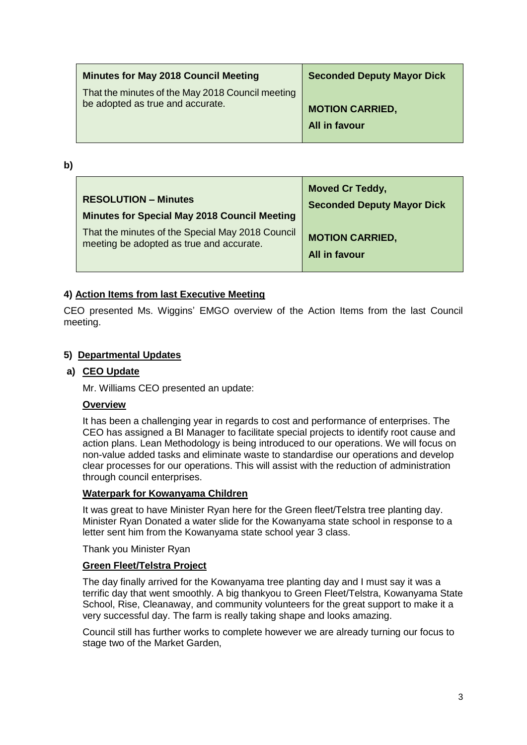| Minutes for May 2018 Council Meeting<br>That the minutes of the May 2018 Council meeting be adopted as true and accurate. | Seconded Deputy Mayor Dick<br><br>**MOTION CARRIED,**<br>**All in favour** |
|---|---|

**b)**

| **RESOLUTION – Minutes**<br>**Minutes for Special May 2018 Council Meeting**<br>That the minutes of the Special May 2018 Council meeting be adopted as true and accurate. | **Moved Cr Teddy,**<br>**Seconded Deputy Mayor Dick**<br><br>**MOTION CARRIED,**<br>**All in favour** |
|---|---|

### 4) Action Items from last Executive Meeting

CEO presented Ms. Wiggins' EMGO overview of the Action Items from the last Council meeting.

### 5) Departmental Updates

#### a) CEO Update

Mr. Williams CEO presented an update:

**Overview**

It has been a challenging year in regards to cost and performance of enterprises. The CEO has assigned a BI Manager to facilitate special projects to identify root cause and action plans. Lean Methodology is being introduced to our operations. We will focus on non-value added tasks and eliminate waste to standardise our operations and develop clear processes for our operations. This will assist with the reduction of administration through council enterprises.

**Waterpark for Kowanyama Children**

It was great to have Minister Ryan here for the Green fleet/Telstra tree planting day. Minister Ryan Donated a water slide for the Kowanyama state school in response to a letter sent him from the Kowanyama state school year 3 class.

Thank you Minister Ryan

**Green Fleet/Telstra Project**

The day finally arrived for the Kowanyama tree planting day and I must say it was a terrific day that went smoothly. A big thankyou to Green Fleet/Telstra, Kowanyama State School, Rise, Cleanaway, and community volunteers for the great support to make it a very successful day. The farm is really taking shape and looks amazing.

Council still has further works to complete however we are already turning our focus to stage two of the Market Garden,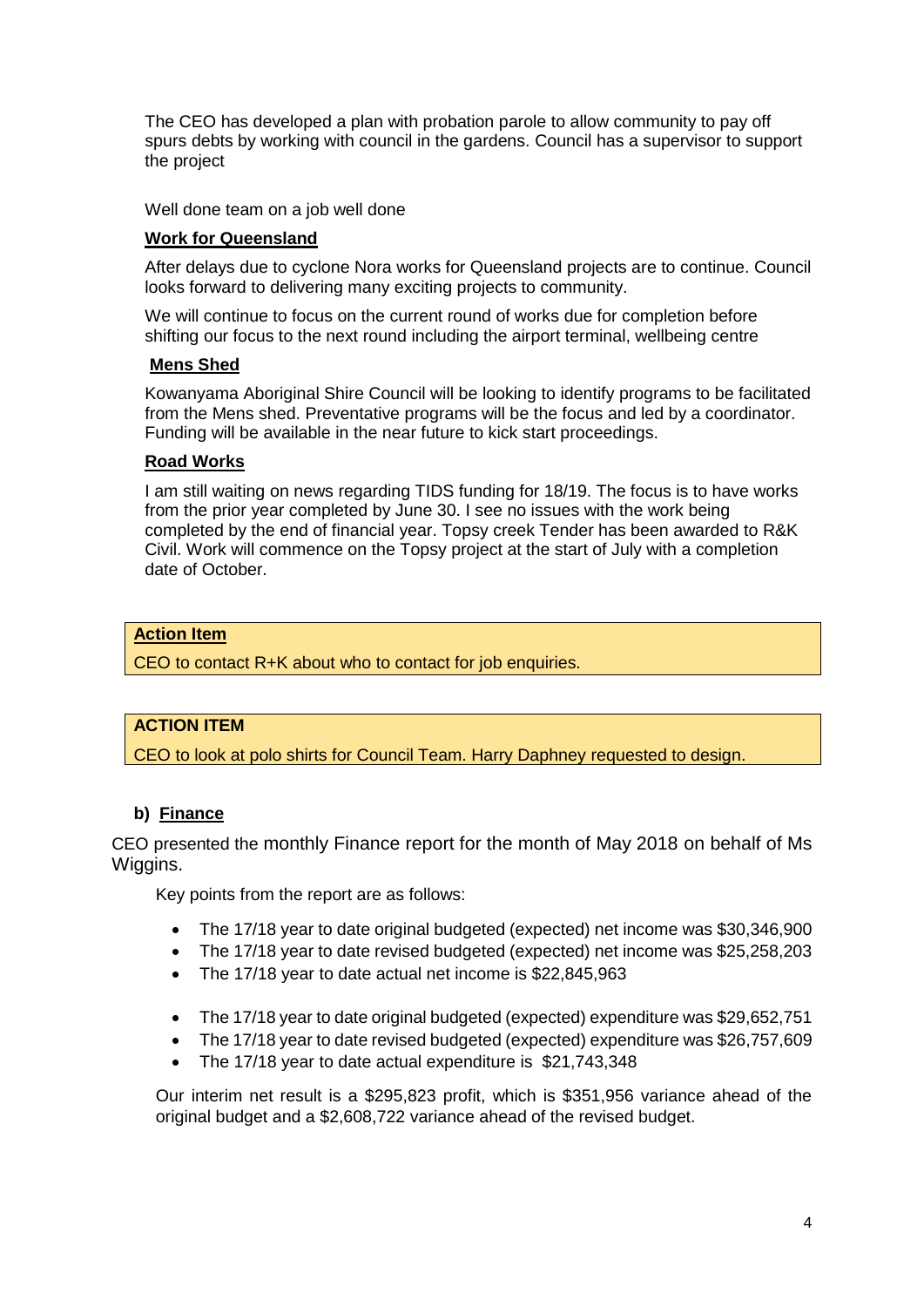The CEO has developed a plan with probation parole to allow community to pay off spurs debts by working with council in the gardens. Council has a supervisor to support the project

Well done team on a job well done

**Work for Queensland**

After delays due to cyclone Nora works for Queensland projects are to continue. Council looks forward to delivering many exciting projects to community.

We will continue to focus on the current round of works due for completion before shifting our focus to the next round including the airport terminal, wellbeing centre

**Mens Shed**

Kowanyama Aboriginal Shire Council will be looking to identify programs to be facilitated from the Mens shed. Preventative programs will be the focus and led by a coordinator. Funding will be available in the near future to kick start proceedings.

**Road Works**

I am still waiting on news regarding TIDS funding for 18/19. The focus is to have works from the prior year completed by June 30. I see no issues with the work being completed by the end of financial year. Topsy creek Tender has been awarded to R&K Civil. Work will commence on the Topsy project at the start of July with a completion date of October.

> **Action Item**
>
> CEO to contact R+K about who to contact for job enquiries.

> **ACTION ITEM**
>
> CEO to look at polo shirts for Council Team. Harry Daphney requested to design.

### b) Finance

CEO presented the monthly Finance report for the month of May 2018 on behalf of Ms Wiggins.

Key points from the report are as follows:

- The 17/18 year to date original budgeted (expected) net income was $30,346,900
- The 17/18 year to date revised budgeted (expected) net income was $25,258,203
- The 17/18 year to date actual net income is $22,845,963

- The 17/18 year to date original budgeted (expected) expenditure was $29,652,751
- The 17/18 year to date revised budgeted (expected) expenditure was $26,757,609
- The 17/18 year to date actual expenditure is $21,743,348

Our interim net result is a $295,823 profit, which is $351,956 variance ahead of the original budget and a $2,608,722 variance ahead of the revised budget.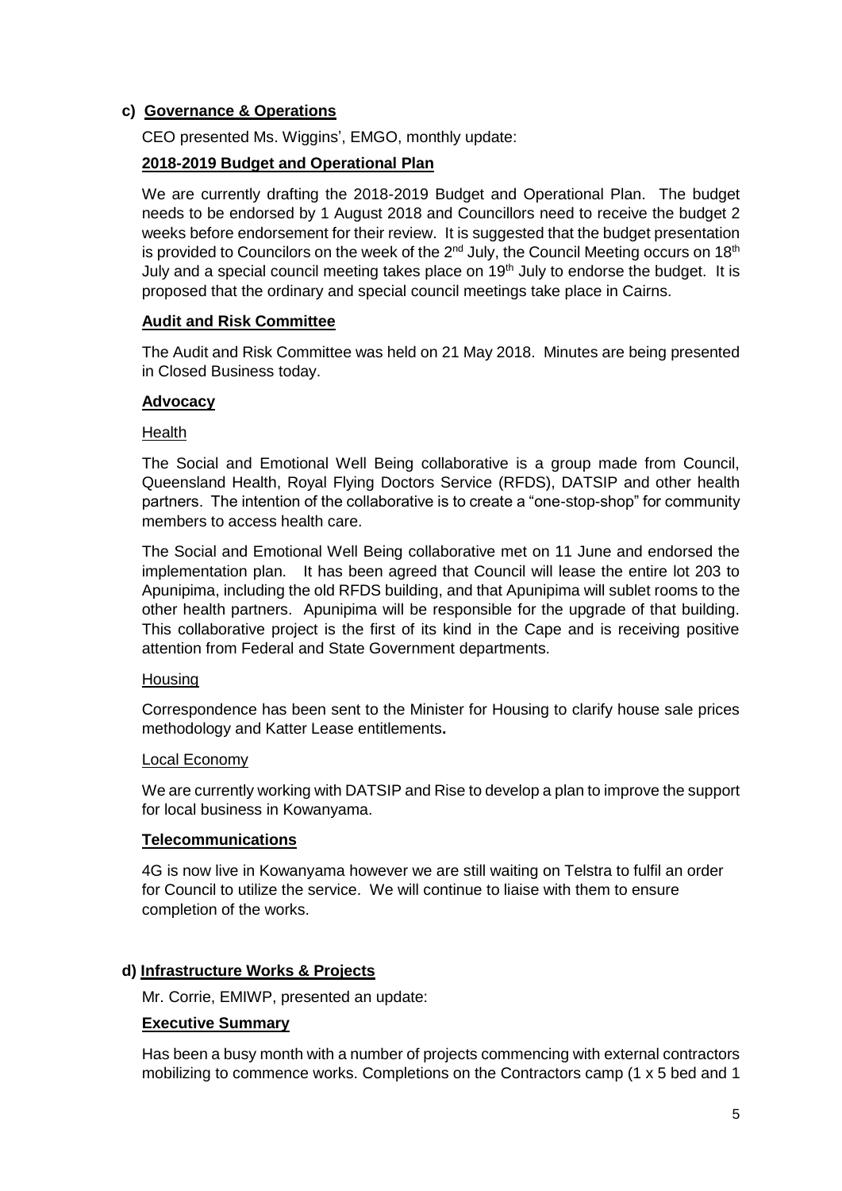## c) Governance & Operations

CEO presented Ms. Wiggins', EMGO, monthly update:

### 2018-2019 Budget and Operational Plan

We are currently drafting the 2018-2019 Budget and Operational Plan. The budget needs to be endorsed by 1 August 2018 and Councillors need to receive the budget 2 weeks before endorsement for their review. It is suggested that the budget presentation is provided to Councilors on the week of the 2nd July, the Council Meeting occurs on 18th July and a special council meeting takes place on 19th July to endorse the budget. It is proposed that the ordinary and special council meetings take place in Cairns.

### Audit and Risk Committee

The Audit and Risk Committee was held on 21 May 2018. Minutes are being presented in Closed Business today.

### Advocacy

#### Health

The Social and Emotional Well Being collaborative is a group made from Council, Queensland Health, Royal Flying Doctors Service (RFDS), DATSIP and other health partners. The intention of the collaborative is to create a "one-stop-shop" for community members to access health care.

The Social and Emotional Well Being collaborative met on 11 June and endorsed the implementation plan. It has been agreed that Council will lease the entire lot 203 to Apunipima, including the old RFDS building, and that Apunipima will sublet rooms to the other health partners. Apunipima will be responsible for the upgrade of that building. This collaborative project is the first of its kind in the Cape and is receiving positive attention from Federal and State Government departments.

#### Housing

Correspondence has been sent to the Minister for Housing to clarify house sale prices methodology and Katter Lease entitlements**.**

#### Local Economy

We are currently working with DATSIP and Rise to develop a plan to improve the support for local business in Kowanyama.

### Telecommunications

4G is now live in Kowanyama however we are still waiting on Telstra to fulfil an order for Council to utilize the service. We will continue to liaise with them to ensure completion of the works.

## d) Infrastructure Works & Projects

Mr. Corrie, EMIWP, presented an update:

### Executive Summary

Has been a busy month with a number of projects commencing with external contractors mobilizing to commence works. Completions on the Contractors camp (1 x 5 bed and 1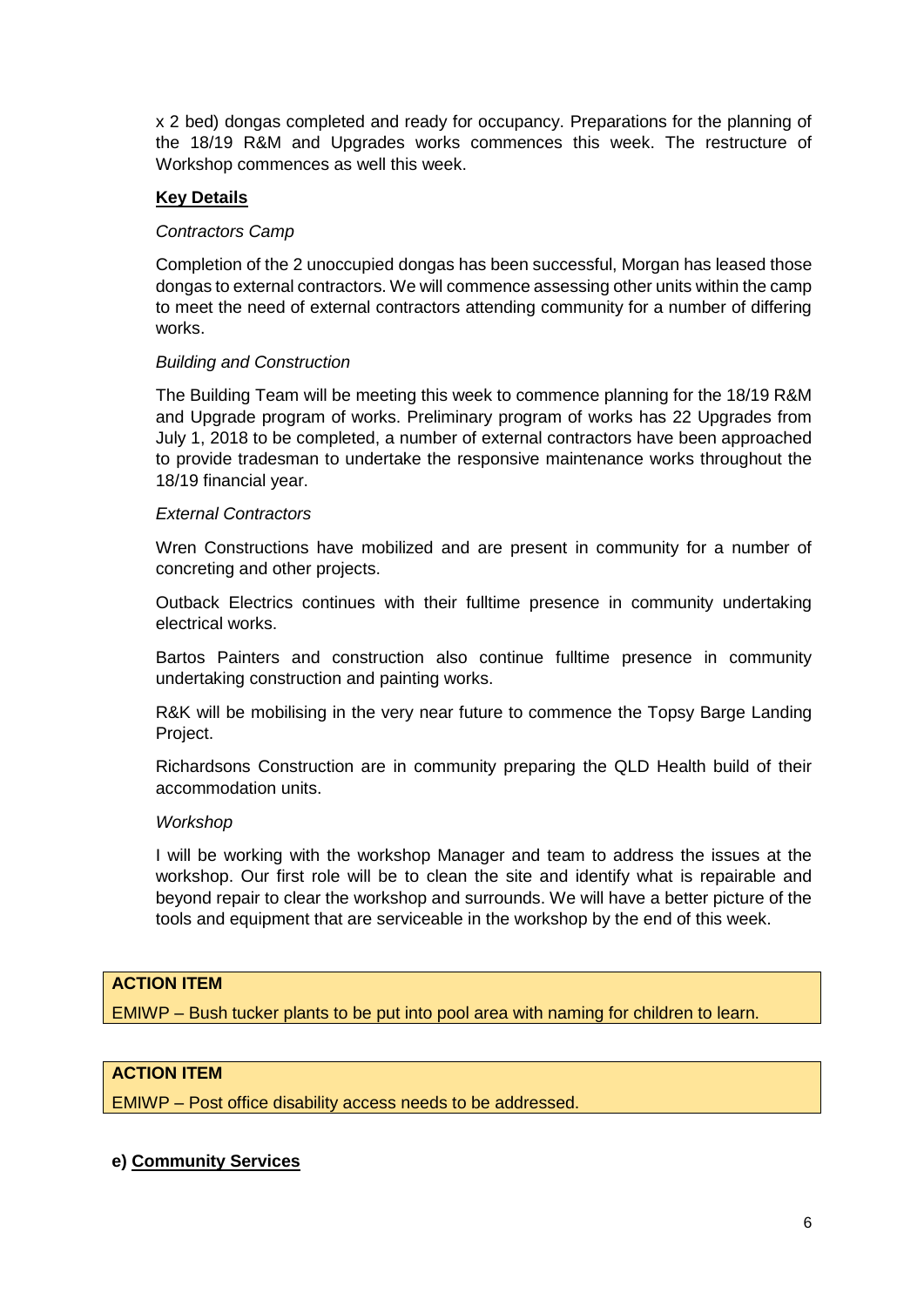x 2 bed) dongas completed and ready for occupancy. Preparations for the planning of the 18/19 R&M and Upgrades works commences this week. The restructure of Workshop commences as well this week.

**Key Details**

*Contractors Camp*

Completion of the 2 unoccupied dongas has been successful, Morgan has leased those dongas to external contractors. We will commence assessing other units within the camp to meet the need of external contractors attending community for a number of differing works.

*Building and Construction*

The Building Team will be meeting this week to commence planning for the 18/19 R&M and Upgrade program of works. Preliminary program of works has 22 Upgrades from July 1, 2018 to be completed, a number of external contractors have been approached to provide tradesman to undertake the responsive maintenance works throughout the 18/19 financial year.

*External Contractors*

Wren Constructions have mobilized and are present in community for a number of concreting and other projects.

Outback Electrics continues with their fulltime presence in community undertaking electrical works.

Bartos Painters and construction also continue fulltime presence in community undertaking construction and painting works.

R&K will be mobilising in the very near future to commence the Topsy Barge Landing Project.

Richardsons Construction are in community preparing the QLD Health build of their accommodation units.

*Workshop*

I will be working with the workshop Manager and team to address the issues at the workshop. Our first role will be to clean the site and identify what is repairable and beyond repair to clear the workshop and surrounds. We will have a better picture of the tools and equipment that are serviceable in the workshop by the end of this week.

**ACTION ITEM**

EMIWP – Bush tucker plants to be put into pool area with naming for children to learn.

**ACTION ITEM**

EMIWP – Post office disability access needs to be addressed.

**e) Community Services**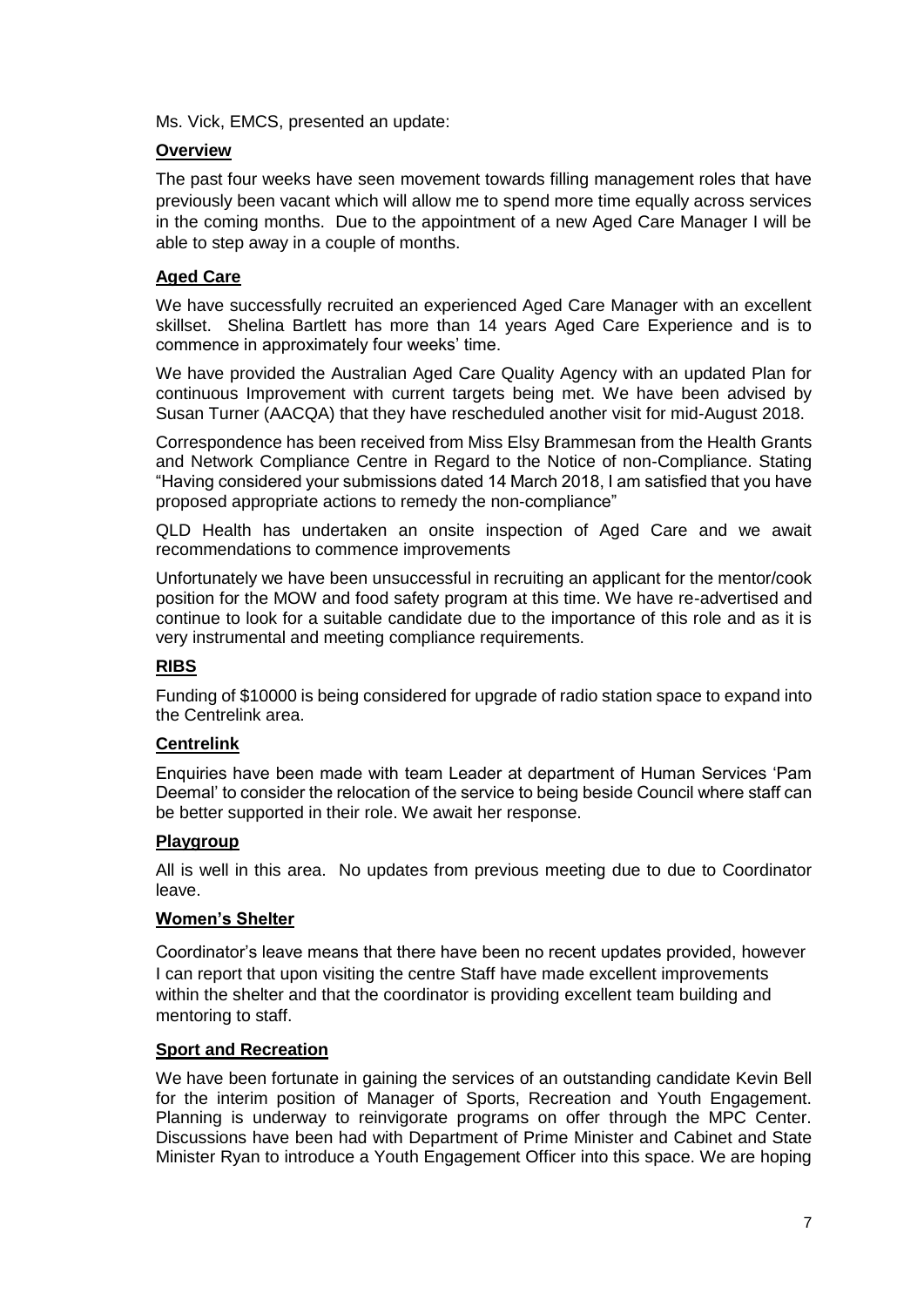Ms. Vick, EMCS, presented an update:

**Overview**

The past four weeks have seen movement towards filling management roles that have previously been vacant which will allow me to spend more time equally across services in the coming months. Due to the appointment of a new Aged Care Manager I will be able to step away in a couple of months.

**Aged Care**

We have successfully recruited an experienced Aged Care Manager with an excellent skillset. Shelina Bartlett has more than 14 years Aged Care Experience and is to commence in approximately four weeks' time.

We have provided the Australian Aged Care Quality Agency with an updated Plan for continuous Improvement with current targets being met. We have been advised by Susan Turner (AACQA) that they have rescheduled another visit for mid-August 2018.

Correspondence has been received from Miss Elsy Brammesan from the Health Grants and Network Compliance Centre in Regard to the Notice of non-Compliance. Stating "Having considered your submissions dated 14 March 2018, I am satisfied that you have proposed appropriate actions to remedy the non-compliance"

QLD Health has undertaken an onsite inspection of Aged Care and we await recommendations to commence improvements

Unfortunately we have been unsuccessful in recruiting an applicant for the mentor/cook position for the MOW and food safety program at this time. We have re-advertised and continue to look for a suitable candidate due to the importance of this role and as it is very instrumental and meeting compliance requirements.

**RIBS**

Funding of $10000 is being considered for upgrade of radio station space to expand into the Centrelink area.

**Centrelink**

Enquiries have been made with team Leader at department of Human Services 'Pam Deemal' to consider the relocation of the service to being beside Council where staff can be better supported in their role. We await her response.

**Playgroup**

All is well in this area. No updates from previous meeting due to due to Coordinator leave.

**Women's Shelter**

Coordinator's leave means that there have been no recent updates provided, however I can report that upon visiting the centre Staff have made excellent improvements within the shelter and that the coordinator is providing excellent team building and mentoring to staff.

**Sport and Recreation**

We have been fortunate in gaining the services of an outstanding candidate Kevin Bell for the interim position of Manager of Sports, Recreation and Youth Engagement. Planning is underway to reinvigorate programs on offer through the MPC Center. Discussions have been had with Department of Prime Minister and Cabinet and State Minister Ryan to introduce a Youth Engagement Officer into this space. We are hoping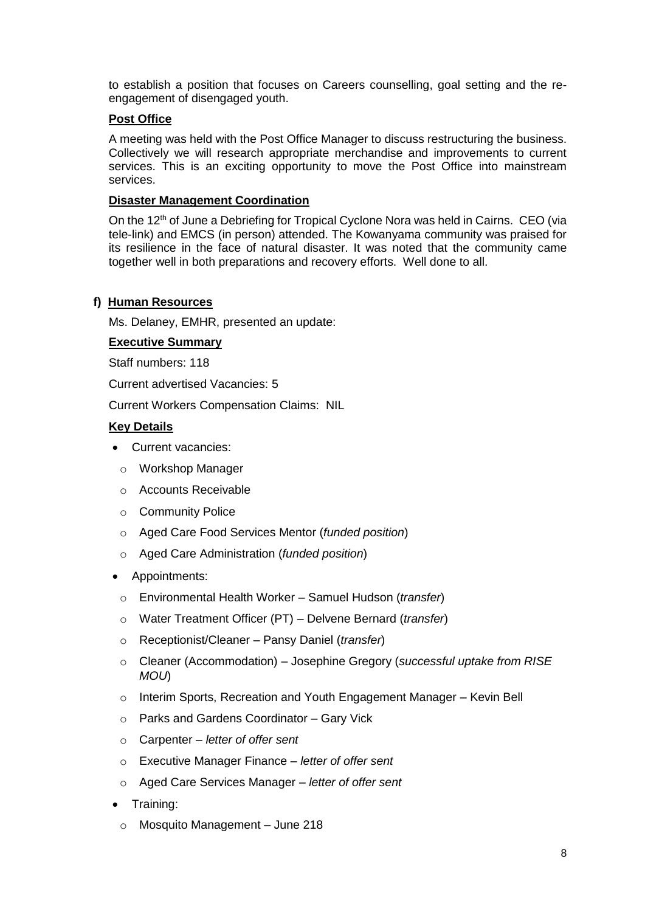to establish a position that focuses on Careers counselling, goal setting and the re-engagement of disengaged youth.

**Post Office**

A meeting was held with the Post Office Manager to discuss restructuring the business. Collectively we will research appropriate merchandise and improvements to current services. This is an exciting opportunity to move the Post Office into mainstream services.

**Disaster Management Coordination**

On the 12th of June a Debriefing for Tropical Cyclone Nora was held in Cairns. CEO (via tele-link) and EMCS (in person) attended. The Kowanyama community was praised for its resilience in the face of natural disaster. It was noted that the community came together well in both preparations and recovery efforts. Well done to all.

**f) Human Resources**

Ms. Delaney, EMHR, presented an update:

**Executive Summary**

Staff numbers: 118

Current advertised Vacancies: 5

Current Workers Compensation Claims: NIL

**Key Details**

- Current vacancies:
  - Workshop Manager
  - Accounts Receivable
  - Community Police
  - Aged Care Food Services Mentor (*funded position*)
  - Aged Care Administration (*funded position*)
- Appointments:
  - Environmental Health Worker – Samuel Hudson (*transfer*)
  - Water Treatment Officer (PT) – Delvene Bernard (*transfer*)
  - Receptionist/Cleaner – Pansy Daniel (*transfer*)
  - Cleaner (Accommodation) – Josephine Gregory (*successful uptake from RISE MOU*)
  - Interim Sports, Recreation and Youth Engagement Manager – Kevin Bell
  - Parks and Gardens Coordinator – Gary Vick
  - Carpenter – *letter of offer sent*
  - Executive Manager Finance – *letter of offer sent*
  - Aged Care Services Manager – *letter of offer sent*
- Training:
  - Mosquito Management – June 218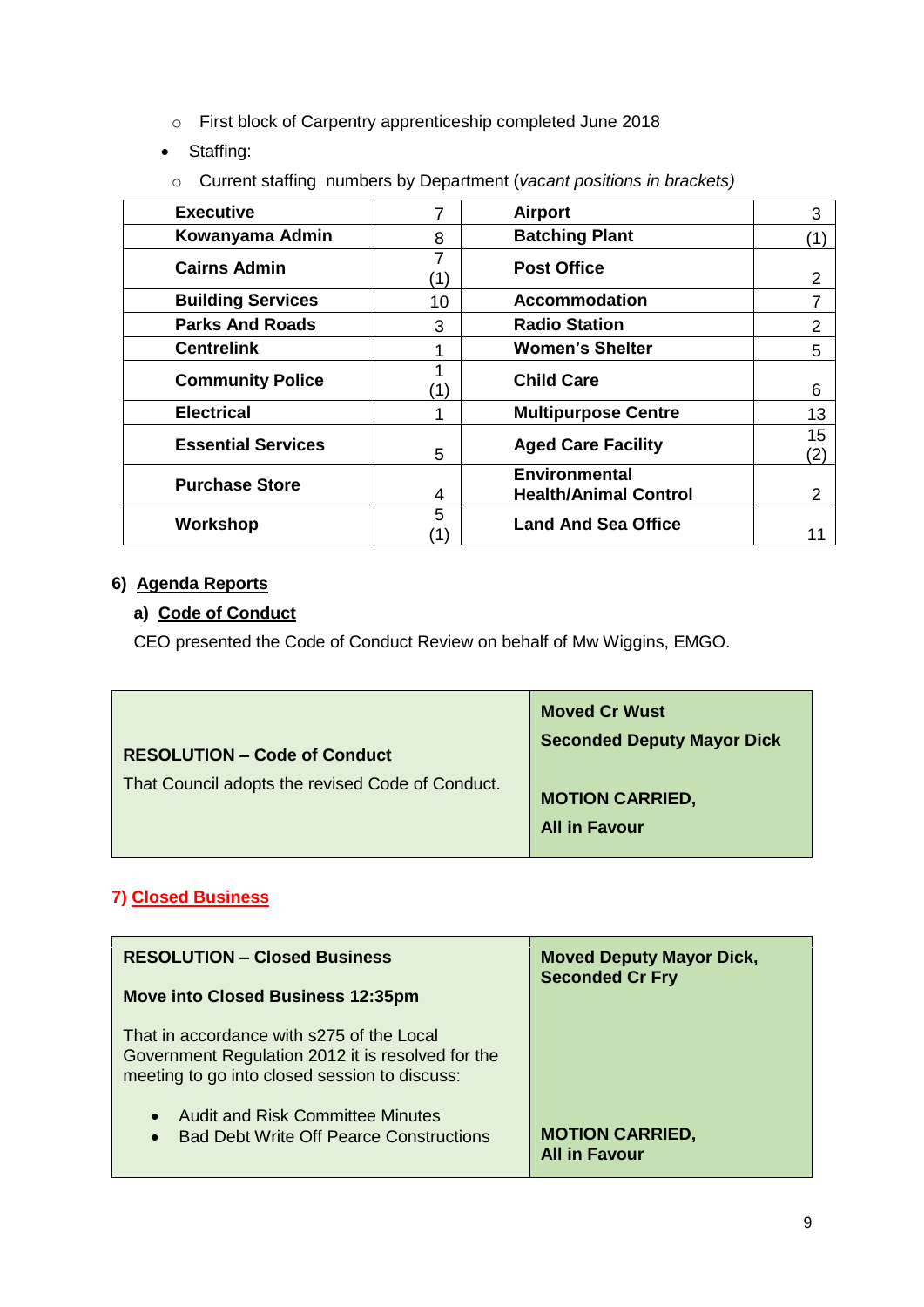- First block of Carpentry apprenticeship completed June 2018
- Staffing:
  - Current staffing numbers by Department (*vacant positions in brackets)*

| **Executive** | 7 | **Airport** | 3 |
|---|---|---|---|
| **Kowanyama Admin** | 8 | **Batching Plant** | (1) |
| **Cairns Admin** | 7 (1) | **Post Office** | 2 |
| **Building Services** | 10 | **Accommodation** | 7 |
| **Parks And Roads** | 3 | **Radio Station** | 2 |
| **Centrelink** | 1 | **Women's Shelter** | 5 |
| **Community Police** | 1 (1) | **Child Care** | 6 |
| **Electrical** | 1 | **Multipurpose Centre** | 13 |
| **Essential Services** | 5 | **Aged Care Facility** | 15 (2) |
| **Purchase Store** | 4 | **Environmental Health/Animal Control** | 2 |
| **Workshop** | 5 (1) | **Land And Sea Office** | 11 |

## 6) Agenda Reports

### a) Code of Conduct

CEO presented the Code of Conduct Review on behalf of Mw Wiggins, EMGO.

| **RESOLUTION – Code of Conduct**<br>That Council adopts the revised Code of Conduct. | **Moved Cr Wust**<br>**Seconded Deputy Mayor Dick**<br><br>**MOTION CARRIED,**<br>**All in Favour** |
|---|---|

## 7) Closed Business

| **RESOLUTION – Closed Business**<br><br>**Move into Closed Business 12:35pm**<br><br>That in accordance with s275 of the Local Government Regulation 2012 it is resolved for the meeting to go into closed session to discuss:<br><br>• Audit and Risk Committee Minutes<br>• Bad Debt Write Off Pearce Constructions | **Moved Deputy Mayor Dick,**<br>**Seconded Cr Fry**<br><br>**MOTION CARRIED,**<br>**All in Favour** |
|---|---|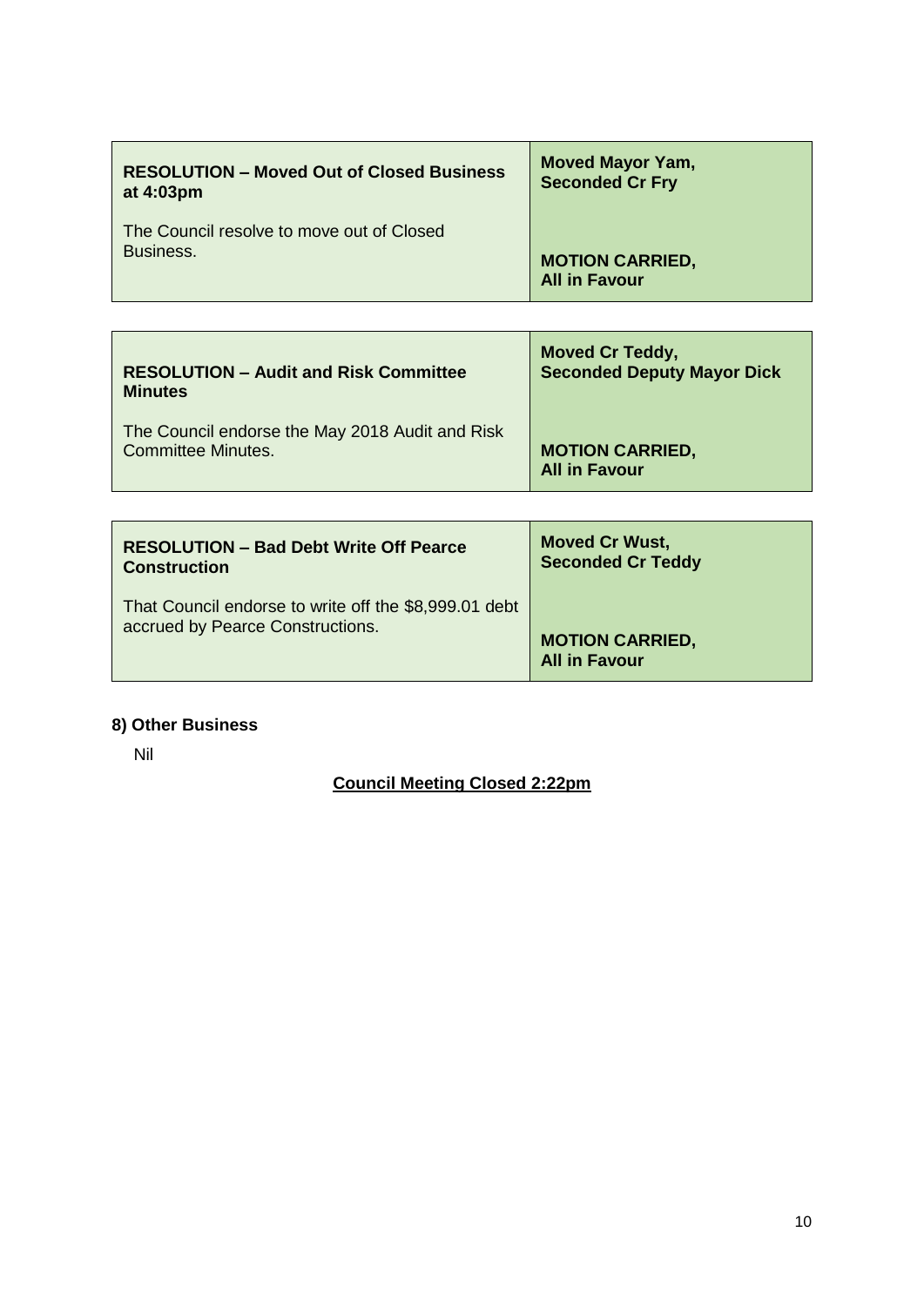| | |
|---|---|
| **RESOLUTION – Moved Out of Closed Business at 4:03pm**<br><br>The Council resolve to move out of Closed Business. | **Moved Mayor Yam, Seconded Cr Fry**<br><br>**MOTION CARRIED, All in Favour** |

| | |
|---|---|
| **RESOLUTION – Audit and Risk Committee Minutes**<br><br>The Council endorse the May 2018 Audit and Risk Committee Minutes. | **Moved Cr Teddy, Seconded Deputy Mayor Dick**<br><br>**MOTION CARRIED, All in Favour** |

| | |
|---|---|
| **RESOLUTION – Bad Debt Write Off Pearce Construction**<br><br>That Council endorse to write off the $8,999.01 debt accrued by Pearce Constructions. | **Moved Cr Wust, Seconded Cr Teddy**<br><br>**MOTION CARRIED, All in Favour** |

**8) Other Business**

Nil

**Council Meeting Closed 2:22pm**